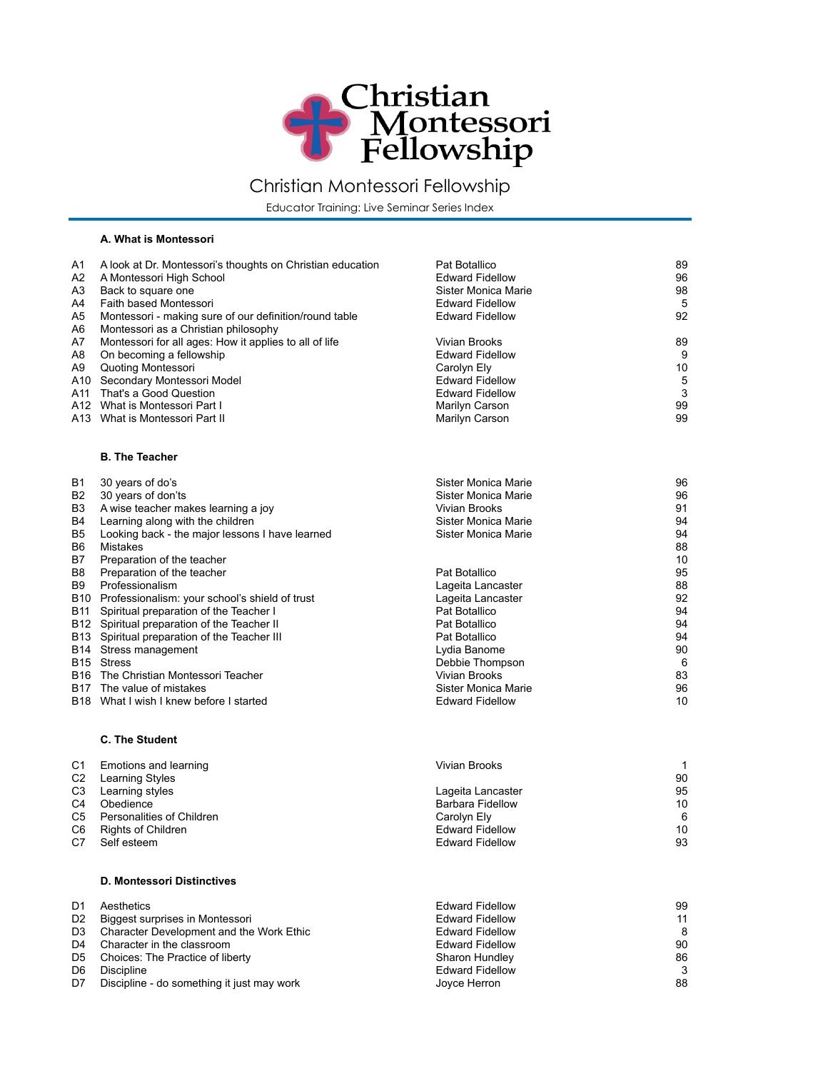# Christian Montessori Fellowship

Christian Montessori Fellowship

Educator Training: Live Seminar Series Index

### A. What is Montessori

| | | | |
|---|---|---|---|
| A1 | A look at Dr. Montessori's thoughts on Christian education | Pat Botallico | 89 |
| A2 | A Montessori High School | Edward Fidellow | 96 |
| A3 | Back to square one | Sister Monica Marie | 98 |
| A4 | Faith based Montessori | Edward Fidellow | 5 |
| A5 | Montessori - making sure of our definition/round table | Edward Fidellow | 92 |
| A6 | Montessori as a Christian philosophy | | |
| A7 | Montessori for all ages: How it applies to all of life | Vivian Brooks | 89 |
| A8 | On becoming a fellowship | Edward Fidellow | 9 |
| A9 | Quoting Montessori | Carolyn Ely | 10 |
| A10 | Secondary Montessori Model | Edward Fidellow | 5 |
| A11 | That's a Good Question | Edward Fidellow | 3 |
| A12 | What is Montessori Part I | Marilyn Carson | 99 |
| A13 | What is Montessori Part II | Marilyn Carson | 99 |

### B. The Teacher

| | | | |
|---|---|---|---|
| B1 | 30 years of do's | Sister Monica Marie | 96 |
| B2 | 30 years of don'ts | Sister Monica Marie | 96 |
| B3 | A wise teacher makes learning a joy | Vivian Brooks | 91 |
| B4 | Learning along with the children | Sister Monica Marie | 94 |
| B5 | Looking back - the major lessons I have learned | Sister Monica Marie | 94 |
| B6 | Mistakes | | 88 |
| B7 | Preparation of the teacher | | 10 |
| B8 | Preparation of the teacher | Pat Botallico | 95 |
| B9 | Professionalism | Lageita Lancaster | 88 |
| B10 | Professionalism: your school's shield of trust | Lageita Lancaster | 92 |
| B11 | Spiritual preparation of the Teacher I | Pat Botallico | 94 |
| B12 | Spiritual preparation of the Teacher II | Pat Botallico | 94 |
| B13 | Spiritual preparation of the Teacher III | Pat Botallico | 94 |
| B14 | Stress management | Lydia Banome | 90 |
| B15 | Stress | Debbie Thompson | 6 |
| B16 | The Christian Montessori Teacher | Vivian Brooks | 83 |
| B17 | The value of mistakes | Sister Monica Marie | 96 |
| B18 | What I wish I knew before I started | Edward Fidellow | 10 |

### C. The Student

| | | | |
|---|---|---|---|
| C1 | Emotions and learning | Vivian Brooks | 1 |
| C2 | Learning Styles | | 90 |
| C3 | Learning styles | Lageita Lancaster | 95 |
| C4 | Obedience | Barbara Fidellow | 10 |
| C5 | Personalities of Children | Carolyn Ely | 6 |
| C6 | Rights of Children | Edward Fidellow | 10 |
| C7 | Self esteem | Edward Fidellow | 93 |

### D. Montessori Distinctives

| | | | |
|---|---|---|---|
| D1 | Aesthetics | Edward Fidellow | 99 |
| D2 | Biggest surprises in Montessori | Edward Fidellow | 11 |
| D3 | Character Development and the Work Ethic | Edward Fidellow | 8 |
| D4 | Character in the classroom | Edward Fidellow | 90 |
| D5 | Choices: The Practice of liberty | Sharon Hundley | 86 |
| D6 | Discipline | Edward Fidellow | 3 |
| D7 | Discipline - do something it just may work | Joyce Herron | 88 |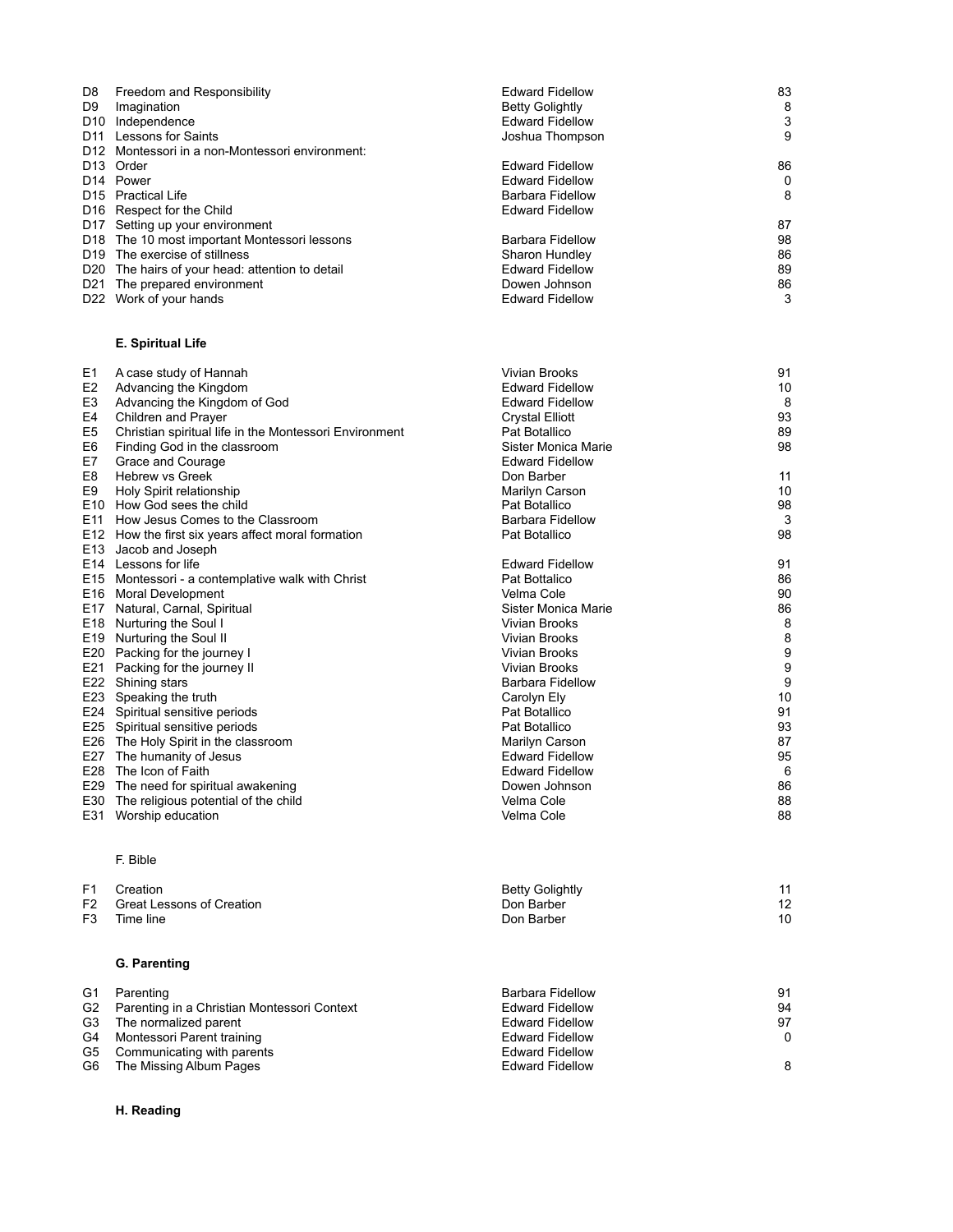| | | | |
|---|---|---|---|
| D8 | Freedom and Responsibility | Edward Fidellow | 83 |
| D9 | Imagination | Betty Golightly | 8 |
| D10 | Independence | Edward Fidellow | 3 |
| D11 | Lessons for Saints | Joshua Thompson | 9 |
| D12 | Montessori in a non-Montessori environment: | | |
| D13 | Order | Edward Fidellow | 86 |
| D14 | Power | Edward Fidellow | 0 |
| D15 | Practical Life | Barbara Fidellow | 8 |
| D16 | Respect for the Child | Edward Fidellow | |
| D17 | Setting up your environment | | 87 |
| D18 | The 10 most important Montessori lessons | Barbara Fidellow | 98 |
| D19 | The exercise of stillness | Sharon Hundley | 86 |
| D20 | The hairs of your head: attention to detail | Edward Fidellow | 89 |
| D21 | The prepared environment | Dowen Johnson | 86 |
| D22 | Work of your hands | Edward Fidellow | 3 |

**E. Spiritual Life**

| | | | |
|---|---|---|---|
| E1 | A case study of Hannah | Vivian Brooks | 91 |
| E2 | Advancing the Kingdom | Edward Fidellow | 10 |
| E3 | Advancing the Kingdom of God | Edward Fidellow | 8 |
| E4 | Children and Prayer | Crystal Elliott | 93 |
| E5 | Christian spiritual life in the Montessori Environment | Pat Botallico | 89 |
| E6 | Finding God in the classroom | Sister Monica Marie | 98 |
| E7 | Grace and Courage | Edward Fidellow | |
| E8 | Hebrew vs Greek | Don Barber | 11 |
| E9 | Holy Spirit relationship | Marilyn Carson | 10 |
| E10 | How God sees the child | Pat Botallico | 98 |
| E11 | How Jesus Comes to the Classroom | Barbara Fidellow | 3 |
| E12 | How the first six years affect moral formation | Pat Botallico | 98 |
| E13 | Jacob and Joseph | | |
| E14 | Lessons for life | Edward Fidellow | 91 |
| E15 | Montessori - a contemplative walk with Christ | Pat Bottallico | 86 |
| E16 | Moral Development | Velma Cole | 90 |
| E17 | Natural, Carnal, Spiritual | Sister Monica Marie | 86 |
| E18 | Nurturing the Soul I | Vivian Brooks | 8 |
| E19 | Nurturing the Soul II | Vivian Brooks | 8 |
| E20 | Packing for the journey I | Vivian Brooks | 9 |
| E21 | Packing for the journey II | Vivian Brooks | 9 |
| E22 | Shining stars | Barbara Fidellow | 9 |
| E23 | Speaking the truth | Carolyn Ely | 10 |
| E24 | Spiritual sensitive periods | Pat Botallico | 91 |
| E25 | Spiritual sensitive periods | Pat Botallico | 93 |
| E26 | The Holy Spirit in the classroom | Marilyn Carson | 87 |
| E27 | The humanity of Jesus | Edward Fidellow | 95 |
| E28 | The Icon of Faith | Edward Fidellow | 6 |
| E29 | The need for spiritual awakening | Dowen Johnson | 86 |
| E30 | The religious potential of the child | Velma Cole | 88 |
| E31 | Worship education | Velma Cole | 88 |

F. Bible

| | | | |
|---|---|---|---|
| F1 | Creation | Betty Golightly | 11 |
| F2 | Great Lessons of Creation | Don Barber | 12 |
| F3 | Time line | Don Barber | 10 |

**G. Parenting**

| | | | |
|---|---|---|---|
| G1 | Parenting | Barbara Fidellow | 91 |
| G2 | Parenting in a Christian Montessori Context | Edward Fidellow | 94 |
| G3 | The normalized parent | Edward Fidellow | 97 |
| G4 | Montessori Parent training | Edward Fidellow | 0 |
| G5 | Communicating with parents | Edward Fidellow | |
| G6 | The Missing Album Pages | Edward Fidellow | 8 |

**H. Reading**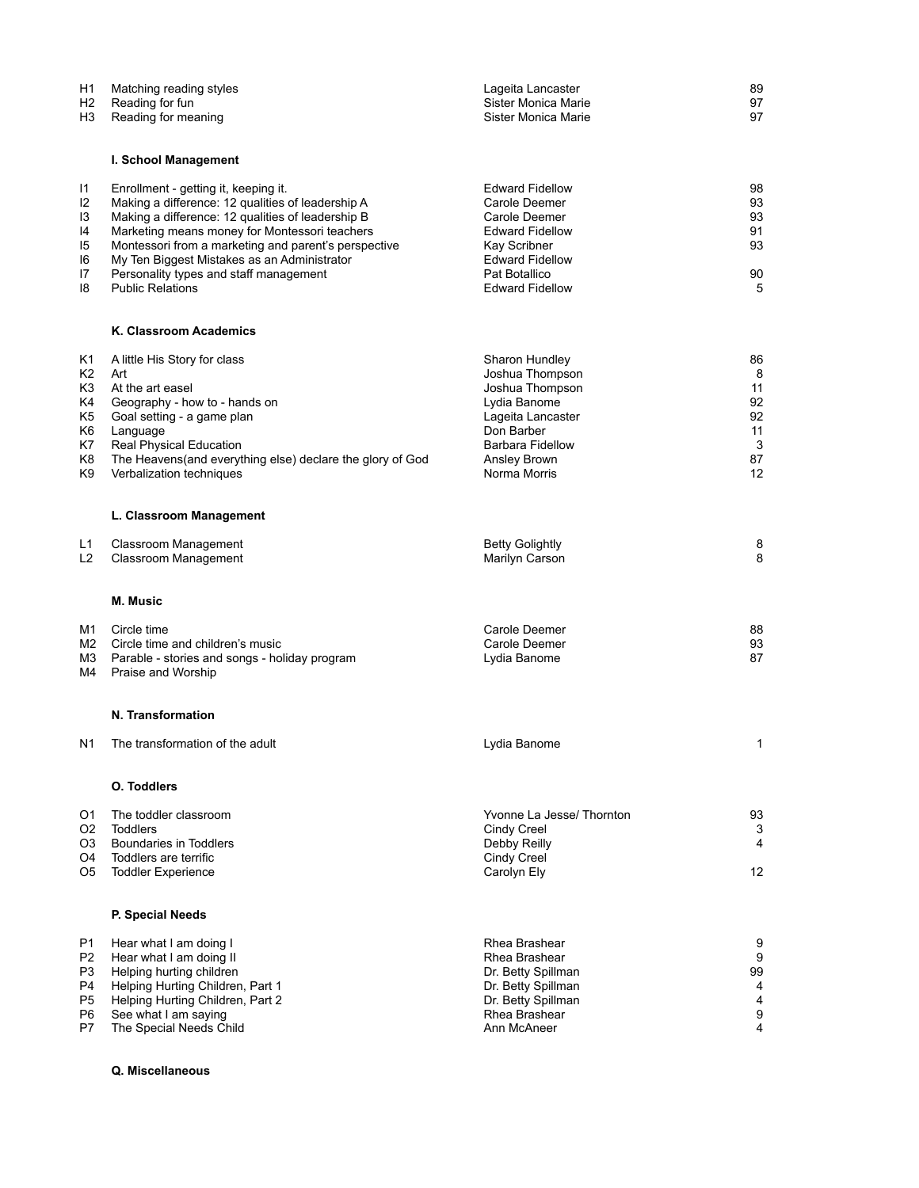| | | | |
|---|---|---|---|
| H1 | Matching reading styles | Lageita Lancaster | 89 |
| H2 | Reading for fun | Sister Monica Marie | 97 |
| H3 | Reading for meaning | Sister Monica Marie | 97 |

**I. School Management**

| | | | |
|---|---|---|---|
| I1 | Enrollment - getting it, keeping it. | Edward Fidellow | 98 |
| I2 | Making a difference: 12 qualities of leadership A | Carole Deemer | 93 |
| I3 | Making a difference: 12 qualities of leadership B | Carole Deemer | 93 |
| I4 | Marketing means money for Montessori teachers | Edward Fidellow | 91 |
| I5 | Montessori from a marketing and parent's perspective | Kay Scribner | 93 |
| I6 | My Ten Biggest Mistakes as an Administrator | Edward Fidellow | |
| I7 | Personality types and staff management | Pat Botallico | 90 |
| I8 | Public Relations | Edward Fidellow | 5 |

**K. Classroom Academics**

| | | | |
|---|---|---|---|
| K1 | A little His Story for class | Sharon Hundley | 86 |
| K2 | Art | Joshua Thompson | 8 |
| K3 | At the art easel | Joshua Thompson | 11 |
| K4 | Geography - how to - hands on | Lydia Banome | 92 |
| K5 | Goal setting - a game plan | Lageita Lancaster | 92 |
| K6 | Language | Don Barber | 11 |
| K7 | Real Physical Education | Barbara Fidellow | 3 |
| K8 | The Heavens(and everything else) declare the glory of God | Ansley Brown | 87 |
| K9 | Verbalization techniques | Norma Morris | 12 |

**L. Classroom Management**

| | | | |
|---|---|---|---|
| L1 | Classroom Management | Betty Golightly | 8 |
| L2 | Classroom Management | Marilyn Carson | 8 |

**M. Music**

| | | | |
|---|---|---|---|
| M1 | Circle time | Carole Deemer | 88 |
| M2 | Circle time and children's music | Carole Deemer | 93 |
| M3 | Parable - stories and songs - holiday program | Lydia Banome | 87 |
| M4 | Praise and Worship | | |

**N. Transformation**

| | | | |
|---|---|---|---|
| N1 | The transformation of the adult | Lydia Banome | 1 |

**O. Toddlers**

| | | | |
|---|---|---|---|
| O1 | The toddler classroom | Yvonne La Jesse/ Thornton | 93 |
| O2 | Toddlers | Cindy Creel | 3 |
| O3 | Boundaries in Toddlers | Debby Reilly | 4 |
| O4 | Toddlers are terrific | Cindy Creel | |
| O5 | Toddler Experience | Carolyn Ely | 12 |

**P. Special Needs**

| | | | |
|---|---|---|---|
| P1 | Hear what I am doing I | Rhea Brashear | 9 |
| P2 | Hear what I am doing II | Rhea Brashear | 9 |
| P3 | Helping hurting children | Dr. Betty Spillman | 99 |
| P4 | Helping Hurting Children, Part 1 | Dr. Betty Spillman | 4 |
| P5 | Helping Hurting Children, Part 2 | Dr. Betty Spillman | 4 |
| P6 | See what I am saying | Rhea Brashear | 9 |
| P7 | The Special Needs Child | Ann McAneer | 4 |

**Q. Miscellaneous**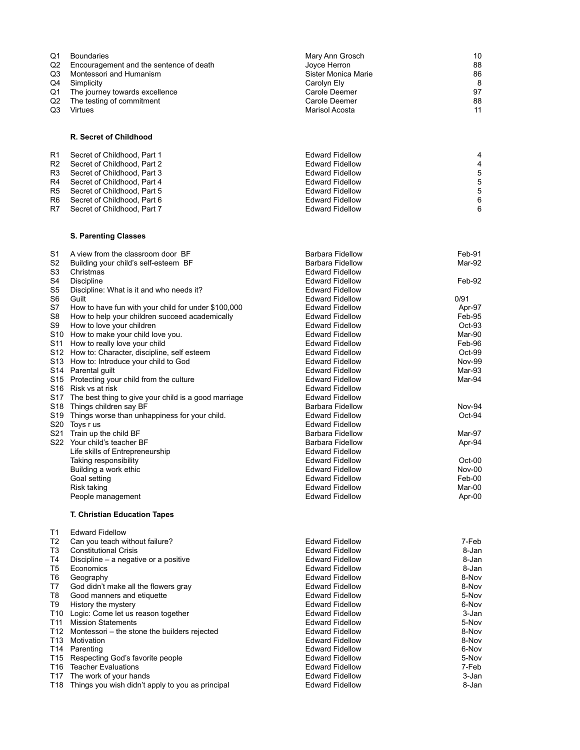| | | | |
|---|---|---|---|
| Q1 | Boundaries | Mary Ann Grosch | 10 |
| Q2 | Encouragement and the sentence of death | Joyce Herron | 88 |
| Q3 | Montessori and Humanism | Sister Monica Marie | 86 |
| Q4 | Simplicity | Carolyn Ely | 8 |
| Q1 | The journey towards excellence | Carole Deemer | 97 |
| Q2 | The testing of commitment | Carole Deemer | 88 |
| Q3 | Virtues | Marisol Acosta | 11 |

**R. Secret of Childhood**

| | | | |
|---|---|---|---|
| R1 | Secret of Childhood, Part 1 | Edward Fidellow | 4 |
| R2 | Secret of Childhood, Part 2 | Edward Fidellow | 4 |
| R3 | Secret of Childhood, Part 3 | Edward Fidellow | 5 |
| R4 | Secret of Childhood, Part 4 | Edward Fidellow | 5 |
| R5 | Secret of Childhood, Part 5 | Edward Fidellow | 5 |
| R6 | Secret of Childhood, Part 6 | Edward Fidellow | 6 |
| R7 | Secret of Childhood, Part 7 | Edward Fidellow | 6 |

**S. Parenting Classes**

| | | | |
|---|---|---|---|
| S1 | A view from the classroom door BF | Barbara Fidellow | Feb-91 |
| S2 | Building your child's self-esteem BF | Barbara Fidellow | Mar-92 |
| S3 | Christmas | Edward Fidellow | |
| S4 | Discipline | Edward Fidellow | Feb-92 |
| S5 | Discipline: What is it and who needs it? | Edward Fidellow | |
| S6 | Guilt | Edward Fidellow | 0/91 |
| S7 | How to have fun with your child for under $100,000 | Edward Fidellow | Apr-97 |
| S8 | How to help your children succeed academically | Edward Fidellow | Feb-95 |
| S9 | How to love your children | Edward Fidellow | Oct-93 |
| S10 | How to make your child love you. | Edward Fidellow | Mar-90 |
| S11 | How to really love your child | Edward Fidellow | Feb-96 |
| S12 | How to: Character, discipline, self esteem | Edward Fidellow | Oct-99 |
| S13 | How to: Introduce your child to God | Edward Fidellow | Nov-99 |
| S14 | Parental guilt | Edward Fidellow | Mar-93 |
| S15 | Protecting your child from the culture | Edward Fidellow | Mar-94 |
| S16 | Risk vs at risk | Edward Fidellow | |
| S17 | The best thing to give your child is a good marriage | Edward Fidellow | |
| S18 | Things children say BF | Barbara Fidellow | Nov-94 |
| S19 | Things worse than unhappiness for your child. | Edward Fidellow | Oct-94 |
| S20 | Toys r us | Edward Fidellow | |
| S21 | Train up the child BF | Barbara Fidellow | Mar-97 |
| S22 | Your child's teacher BF | Barbara Fidellow | Apr-94 |
| | Life skills of Entrepreneurship | Edward Fidellow | |
| | Taking responsibility | Edward Fidellow | Oct-00 |
| | Building a work ethic | Edward Fidellow | Nov-00 |
| | Goal setting | Edward Fidellow | Feb-00 |
| | Risk taking | Edward Fidellow | Mar-00 |
| | People management | Edward Fidellow | Apr-00 |

**T. Christian Education Tapes**

| | | | |
|---|---|---|---|
| T1 | Edward Fidellow | | |
| T2 | Can you teach without failure? | Edward Fidellow | 7-Feb |
| T3 | Constitutional Crisis | Edward Fidellow | 8-Jan |
| T4 | Discipline – a negative or a positive | Edward Fidellow | 8-Jan |
| T5 | Economics | Edward Fidellow | 8-Jan |
| T6 | Geography | Edward Fidellow | 8-Nov |
| T7 | God didn't make all the flowers gray | Edward Fidellow | 8-Nov |
| T8 | Good manners and etiquette | Edward Fidellow | 5-Nov |
| T9 | History the mystery | Edward Fidellow | 6-Nov |
| T10 | Logic: Come let us reason together | Edward Fidellow | 3-Jan |
| T11 | Mission Statements | Edward Fidellow | 5-Nov |
| T12 | Montessori – the stone the builders rejected | Edward Fidellow | 8-Nov |
| T13 | Motivation | Edward Fidellow | 8-Nov |
| T14 | Parenting | Edward Fidellow | 6-Nov |
| T15 | Respecting God's favorite people | Edward Fidellow | 5-Nov |
| T16 | Teacher Evaluations | Edward Fidellow | 7-Feb |
| T17 | The work of your hands | Edward Fidellow | 3-Jan |
| T18 | Things you wish didn't apply to you as principal | Edward Fidellow | 8-Jan |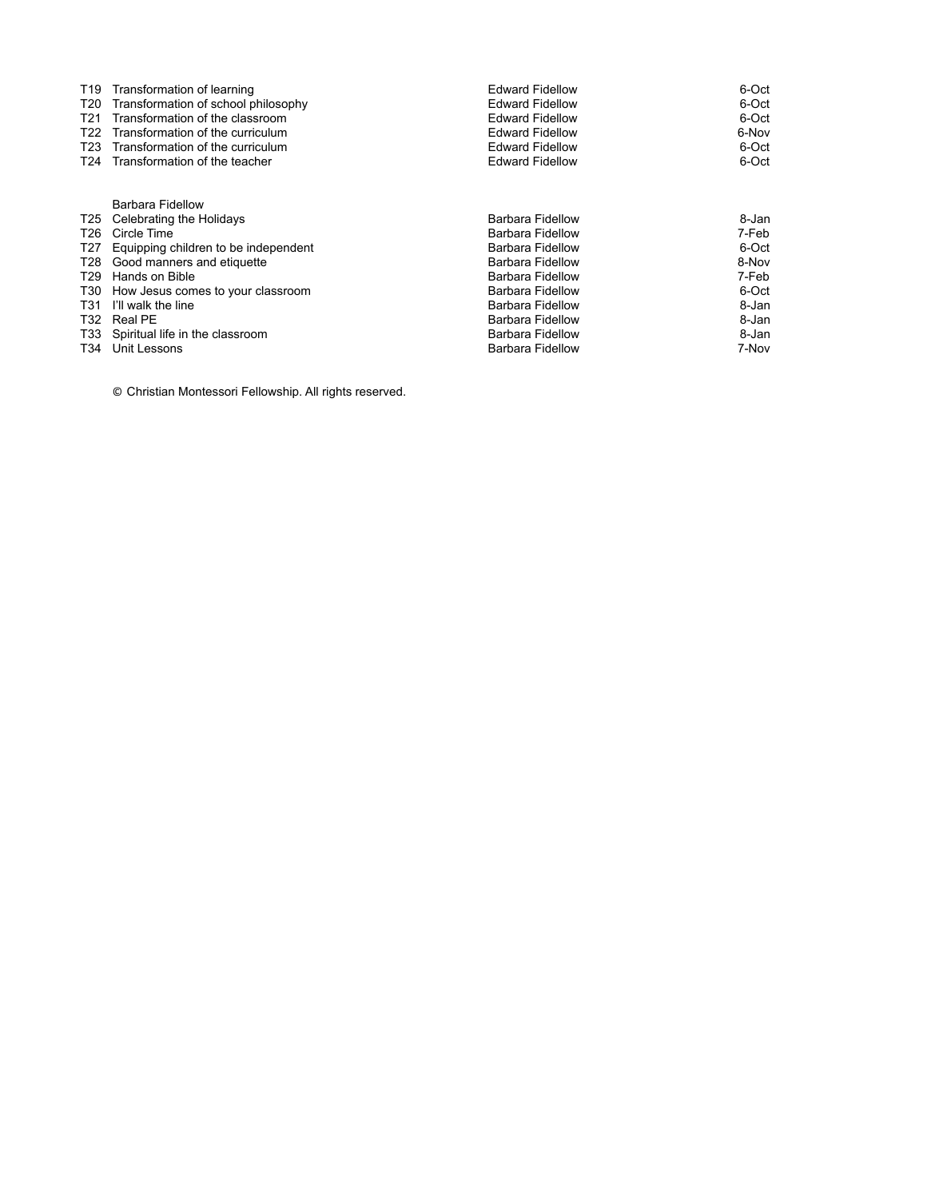| | | | |
|---|---|---|---|
| T19 | Transformation of learning | Edward Fidellow | 6-Oct |
| T20 | Transformation of school philosophy | Edward Fidellow | 6-Oct |
| T21 | Transformation of the classroom | Edward Fidellow | 6-Oct |
| T22 | Transformation of the curriculum | Edward Fidellow | 6-Nov |
| T23 | Transformation of the curriculum | Edward Fidellow | 6-Oct |
| T24 | Transformation of the teacher | Edward Fidellow | 6-Oct |
| | | | |
| | Barbara Fidellow | | |
| T25 | Celebrating the Holidays | Barbara Fidellow | 8-Jan |
| T26 | Circle Time | Barbara Fidellow | 7-Feb |
| T27 | Equipping children to be independent | Barbara Fidellow | 6-Oct |
| T28 | Good manners and etiquette | Barbara Fidellow | 8-Nov |
| T29 | Hands on Bible | Barbara Fidellow | 7-Feb |
| T30 | How Jesus comes to your classroom | Barbara Fidellow | 6-Oct |
| T31 | I'll walk the line | Barbara Fidellow | 8-Jan |
| T32 | Real PE | Barbara Fidellow | 8-Jan |
| T33 | Spiritual life in the classroom | Barbara Fidellow | 8-Jan |
| T34 | Unit Lessons | Barbara Fidellow | 7-Nov |

© Christian Montessori Fellowship. All rights reserved.